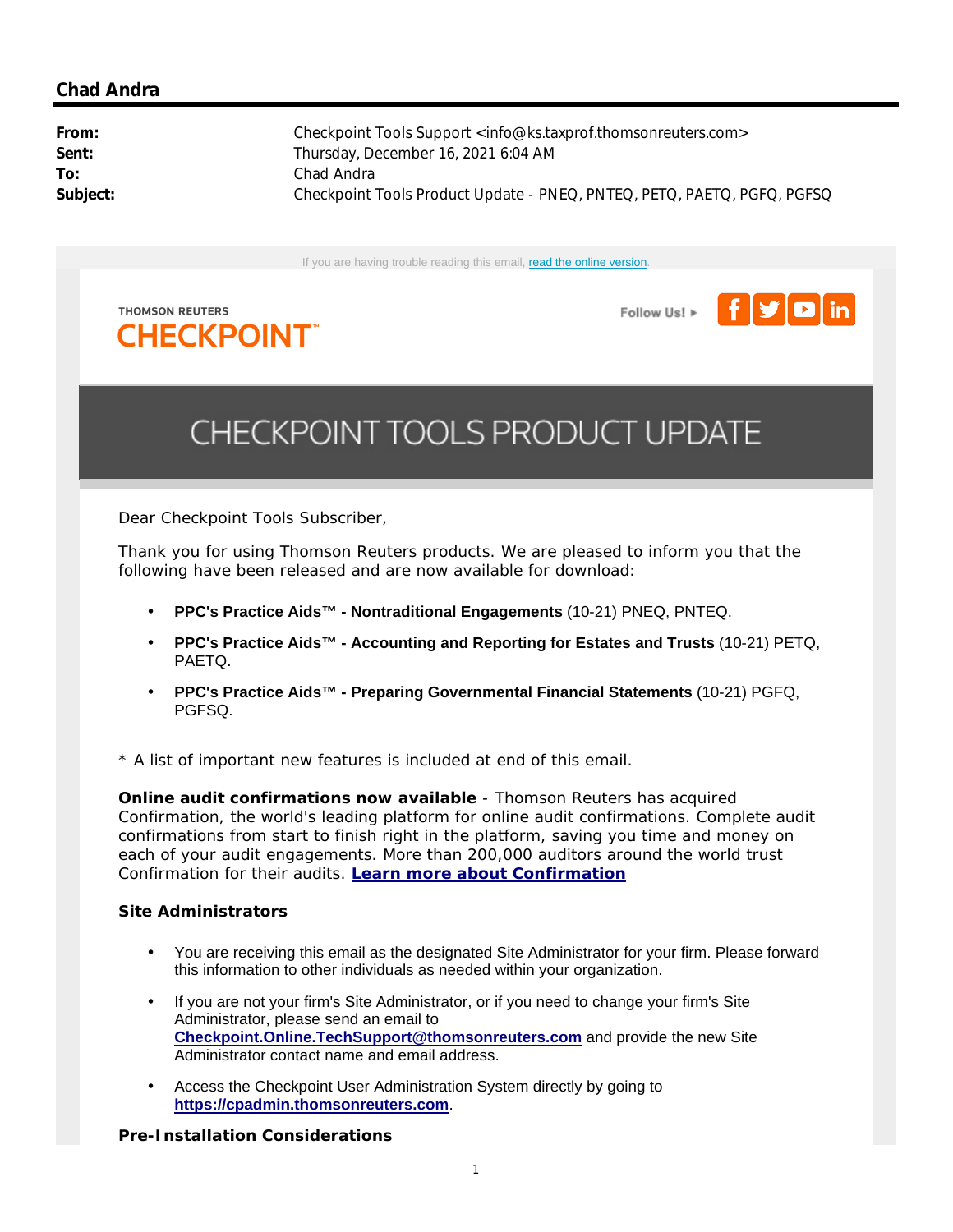## Chad Andra

**From:** Checkpoint Tools Support <info@ks.taxprof.thomsonreuters.com>
**Sent:** Thursday, December 16, 2021 6:04 AM
**To:** Chad Andra
**Subject:** Checkpoint Tools Product Update - PNEQ, PNTEQ, PETQ, PAETQ, PGFQ, PGFSQ

If you are having trouble reading this email, read the online version.

THOMSON REUTERS
CHECKPOINT™

Follow Us! ▸

# CHECKPOINT TOOLS PRODUCT UPDATE

Dear Checkpoint Tools Subscriber,

Thank you for using Thomson Reuters products. We are pleased to inform you that the following have been released and are now available for download:

- **PPC's Practice Aids™ - Nontraditional Engagements** (10-21) PNEQ, PNTEQ.
- **PPC's Practice Aids™ - Accounting and Reporting for Estates and Trusts** (10-21) PETQ, PAETQ.
- **PPC's Practice Aids™ - Preparing Governmental Financial Statements** (10-21) PGFQ, PGFSQ.

* A list of important new features is included at end of this email.

**Online audit confirmations now available** - Thomson Reuters has acquired Confirmation, the world's leading platform for online audit confirmations. Complete audit confirmations from start to finish right in the platform, saving you time and money on each of your audit engagements. More than 200,000 auditors around the world trust Confirmation for their audits. **Learn more about Confirmation**

### Site Administrators

- You are receiving this email as the designated Site Administrator for your firm. Please forward this information to other individuals as needed within your organization.
- If you are not your firm's Site Administrator, or if you need to change your firm's Site Administrator, please send an email to **Checkpoint.Online.TechSupport@thomsonreuters.com** and provide the new Site Administrator contact name and email address.
- Access the Checkpoint User Administration System directly by going to **https://cpadmin.thomsonreuters.com**.

### Pre-Installation Considerations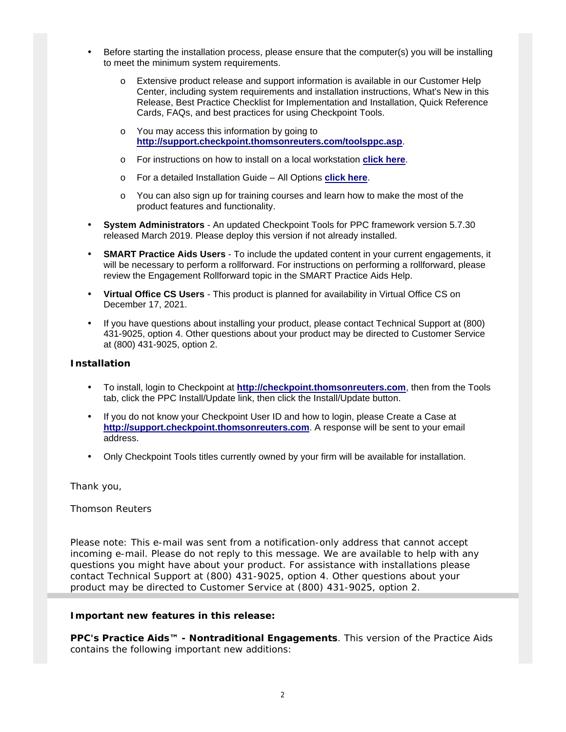- Before starting the installation process, please ensure that the computer(s) you will be installing to meet the minimum system requirements.
    - Extensive product release and support information is available in our Customer Help Center, including system requirements and installation instructions, What's New in this Release, Best Practice Checklist for Implementation and Installation, Quick Reference Cards, FAQs, and best practices for using Checkpoint Tools.
    - You may access this information by going to **http://support.checkpoint.thomsonreuters.com/toolsppc.asp**.
    - For instructions on how to install on a local workstation **click here**.
    - For a detailed Installation Guide – All Options **click here**.
    - You can also sign up for training courses and learn how to make the most of the product features and functionality.
- **System Administrators** - An updated Checkpoint Tools for PPC framework version 5.7.30 released March 2019. Please deploy this version if not already installed.
- **SMART Practice Aids Users** - To include the updated content in your current engagements, it will be necessary to perform a rollforward. For instructions on performing a rollforward, please review the Engagement Rollforward topic in the SMART Practice Aids Help.
- **Virtual Office CS Users** - This product is planned for availability in Virtual Office CS on December 17, 2021.
- If you have questions about installing your product, please contact Technical Support at (800) 431-9025, option 4. Other questions about your product may be directed to Customer Service at (800) 431-9025, option 2.

**Installation**

- To install, login to Checkpoint at **http://checkpoint.thomsonreuters.com**, then from the Tools tab, click the PPC Install/Update link, then click the Install/Update button.
- If you do not know your Checkpoint User ID and how to login, please Create a Case at **http://support.checkpoint.thomsonreuters.com**. A response will be sent to your email address.
- Only Checkpoint Tools titles currently owned by your firm will be available for installation.

Thank you,

Thomson Reuters

Please note: This e-mail was sent from a notification-only address that cannot accept incoming e-mail. Please do not reply to this message. We are available to help with any questions you might have about your product. For assistance with installations please contact Technical Support at (800) 431-9025, option 4. Other questions about your product may be directed to Customer Service at (800) 431-9025, option 2.

---

**Important new features in this release:**

**PPC's Practice Aids™ - Nontraditional Engagements**. This version of the Practice Aids contains the following important new additions: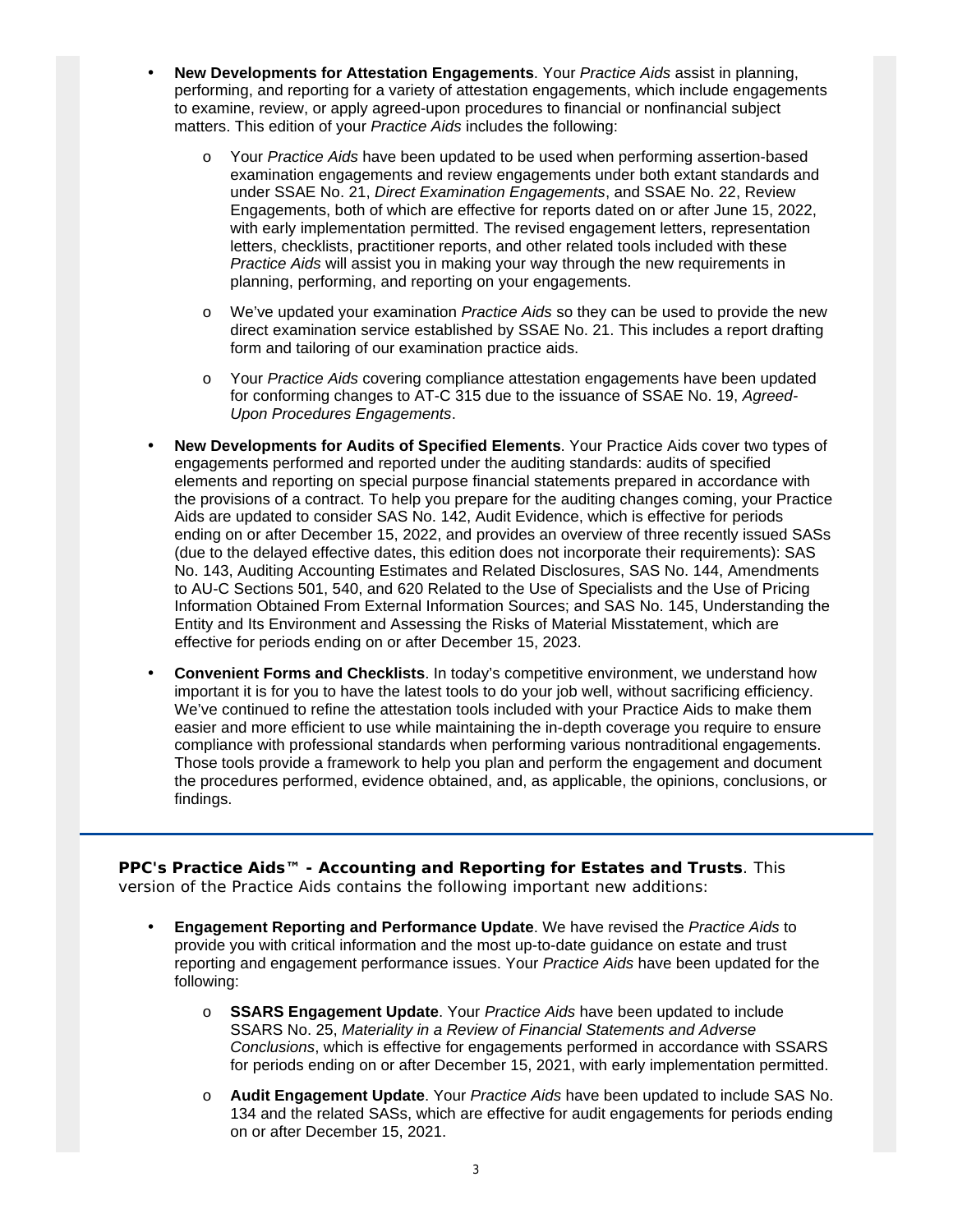- **New Developments for Attestation Engagements**. Your *Practice Aids* assist in planning, performing, and reporting for a variety of attestation engagements, which include engagements to examine, review, or apply agreed-upon procedures to financial or nonfinancial subject matters. This edition of your *Practice Aids* includes the following:
    - Your *Practice Aids* have been updated to be used when performing assertion-based examination engagements and review engagements under both extant standards and under SSAE No. 21, *Direct Examination Engagements*, and SSAE No. 22, Review Engagements, both of which are effective for reports dated on or after June 15, 2022, with early implementation permitted. The revised engagement letters, representation letters, checklists, practitioner reports, and other related tools included with these *Practice Aids* will assist you in making your way through the new requirements in planning, performing, and reporting on your engagements.
    - We've updated your examination *Practice Aids* so they can be used to provide the new direct examination service established by SSAE No. 21. This includes a report drafting form and tailoring of our examination practice aids.
    - Your *Practice Aids* covering compliance attestation engagements have been updated for conforming changes to AT-C 315 due to the issuance of SSAE No. 19, *Agreed-Upon Procedures Engagements*.
- **New Developments for Audits of Specified Elements**. Your Practice Aids cover two types of engagements performed and reported under the auditing standards: audits of specified elements and reporting on special purpose financial statements prepared in accordance with the provisions of a contract. To help you prepare for the auditing changes coming, your Practice Aids are updated to consider SAS No. 142, Audit Evidence, which is effective for periods ending on or after December 15, 2022, and provides an overview of three recently issued SASs (due to the delayed effective dates, this edition does not incorporate their requirements): SAS No. 143, Auditing Accounting Estimates and Related Disclosures, SAS No. 144, Amendments to AU-C Sections 501, 540, and 620 Related to the Use of Specialists and the Use of Pricing Information Obtained From External Information Sources; and SAS No. 145, Understanding the Entity and Its Environment and Assessing the Risks of Material Misstatement, which are effective for periods ending on or after December 15, 2023.
- **Convenient Forms and Checklists**. In today's competitive environment, we understand how important it is for you to have the latest tools to do your job well, without sacrificing efficiency. We've continued to refine the attestation tools included with your Practice Aids to make them easier and more efficient to use while maintaining the in-depth coverage you require to ensure compliance with professional standards when performing various nontraditional engagements. Those tools provide a framework to help you plan and perform the engagement and document the procedures performed, evidence obtained, and, as applicable, the opinions, conclusions, or findings.

---

**PPC's Practice Aids™ - Accounting and Reporting for Estates and Trusts**. This version of the Practice Aids contains the following important new additions:

- **Engagement Reporting and Performance Update**. We have revised the *Practice Aids* to provide you with critical information and the most up-to-date guidance on estate and trust reporting and engagement performance issues. Your *Practice Aids* have been updated for the following:
    - **SSARS Engagement Update**. Your *Practice Aids* have been updated to include SSARS No. 25, *Materiality in a Review of Financial Statements and Adverse Conclusions*, which is effective for engagements performed in accordance with SSARS for periods ending on or after December 15, 2021, with early implementation permitted.
    - **Audit Engagement Update**. Your *Practice Aids* have been updated to include SAS No. 134 and the related SASs, which are effective for audit engagements for periods ending on or after December 15, 2021.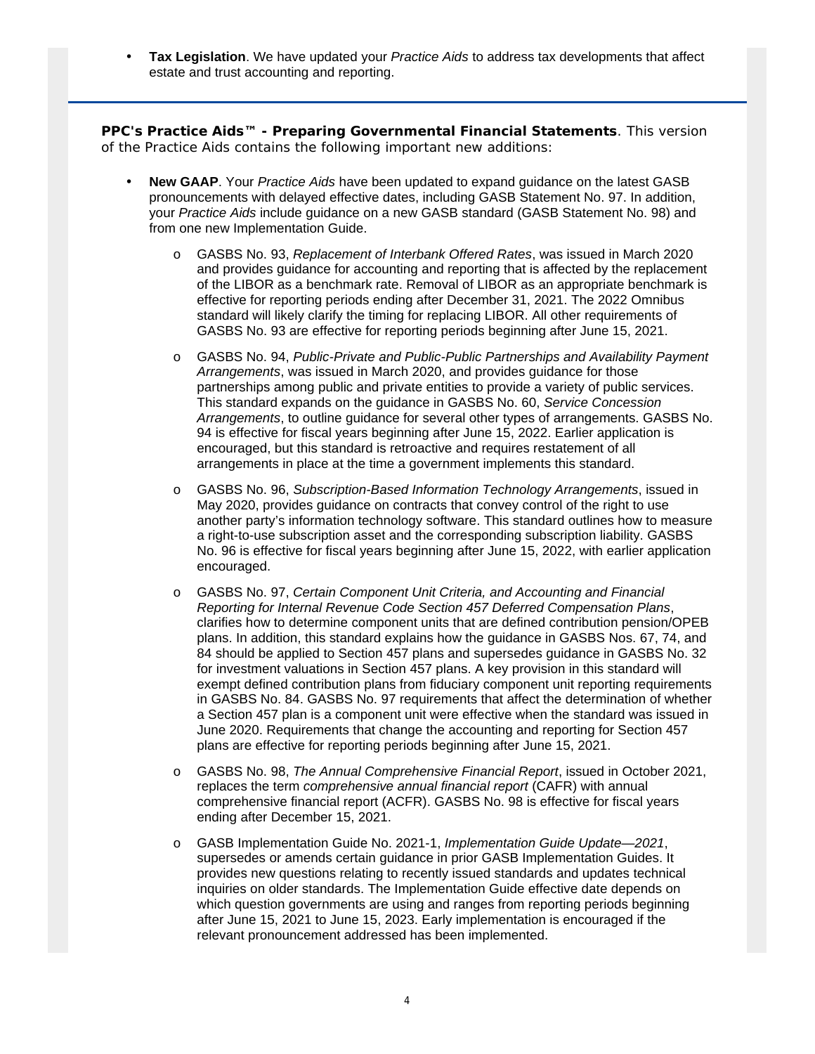- **Tax Legislation**. We have updated your *Practice Aids* to address tax developments that affect estate and trust accounting and reporting.

**PPC's Practice Aids™ - Preparing Governmental Financial Statements**. This version of the Practice Aids contains the following important new additions:

- **New GAAP**. Your *Practice Aids* have been updated to expand guidance on the latest GASB pronouncements with delayed effective dates, including GASB Statement No. 97. In addition, your *Practice Aids* include guidance on a new GASB standard (GASB Statement No. 98) and from one new Implementation Guide.
    - GASBS No. 93, *Replacement of Interbank Offered Rates*, was issued in March 2020 and provides guidance for accounting and reporting that is affected by the replacement of the LIBOR as a benchmark rate. Removal of LIBOR as an appropriate benchmark is effective for reporting periods ending after December 31, 2021. The 2022 Omnibus standard will likely clarify the timing for replacing LIBOR. All other requirements of GASBS No. 93 are effective for reporting periods beginning after June 15, 2021.
    - GASBS No. 94, *Public-Private and Public-Public Partnerships and Availability Payment Arrangements*, was issued in March 2020, and provides guidance for those partnerships among public and private entities to provide a variety of public services. This standard expands on the guidance in GASBS No. 60, *Service Concession Arrangements*, to outline guidance for several other types of arrangements. GASBS No. 94 is effective for fiscal years beginning after June 15, 2022. Earlier application is encouraged, but this standard is retroactive and requires restatement of all arrangements in place at the time a government implements this standard.
    - GASBS No. 96, *Subscription-Based Information Technology Arrangements*, issued in May 2020, provides guidance on contracts that convey control of the right to use another party's information technology software. This standard outlines how to measure a right-to-use subscription asset and the corresponding subscription liability. GASBS No. 96 is effective for fiscal years beginning after June 15, 2022, with earlier application encouraged.
    - GASBS No. 97, *Certain Component Unit Criteria, and Accounting and Financial Reporting for Internal Revenue Code Section 457 Deferred Compensation Plans*, clarifies how to determine component units that are defined contribution pension/OPEB plans. In addition, this standard explains how the guidance in GASBS Nos. 67, 74, and 84 should be applied to Section 457 plans and supersedes guidance in GASBS No. 32 for investment valuations in Section 457 plans. A key provision in this standard will exempt defined contribution plans from fiduciary component unit reporting requirements in GASBS No. 84. GASBS No. 97 requirements that affect the determination of whether a Section 457 plan is a component unit were effective when the standard was issued in June 2020. Requirements that change the accounting and reporting for Section 457 plans are effective for reporting periods beginning after June 15, 2021.
    - GASBS No. 98, *The Annual Comprehensive Financial Report*, issued in October 2021, replaces the term *comprehensive annual financial report* (CAFR) with annual comprehensive financial report (ACFR). GASBS No. 98 is effective for fiscal years ending after December 15, 2021.
    - GASB Implementation Guide No. 2021-1, *Implementation Guide Update—2021*, supersedes or amends certain guidance in prior GASB Implementation Guides. It provides new questions relating to recently issued standards and updates technical inquiries on older standards. The Implementation Guide effective date depends on which question governments are using and ranges from reporting periods beginning after June 15, 2021 to June 15, 2023. Early implementation is encouraged if the relevant pronouncement addressed has been implemented.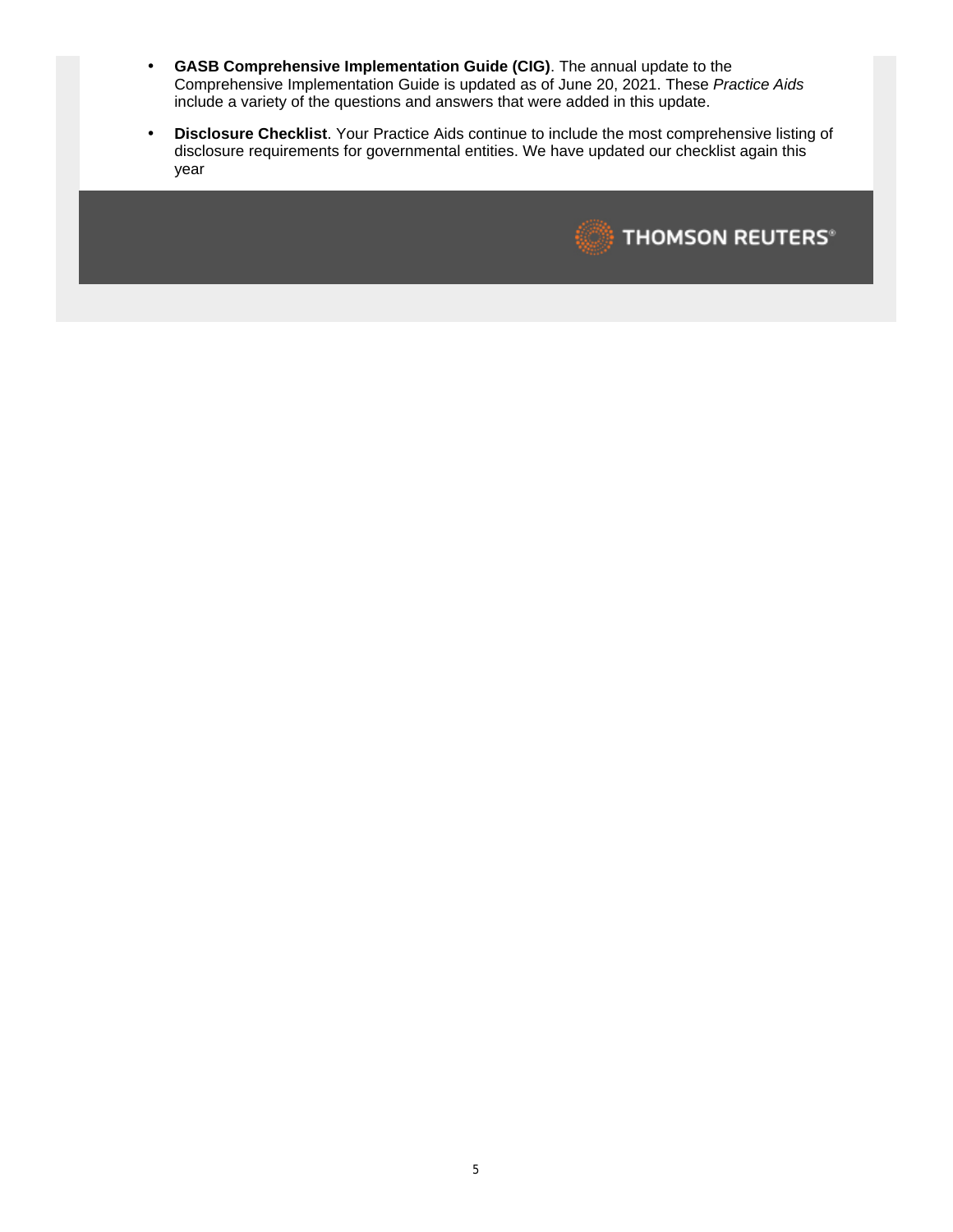- **GASB Comprehensive Implementation Guide (CIG)**. The annual update to the Comprehensive Implementation Guide is updated as of June 20, 2021. These *Practice Aids* include a variety of the questions and answers that were added in this update.
- **Disclosure Checklist**. Your Practice Aids continue to include the most comprehensive listing of disclosure requirements for governmental entities. We have updated our checklist again this year

THOMSON REUTERS®